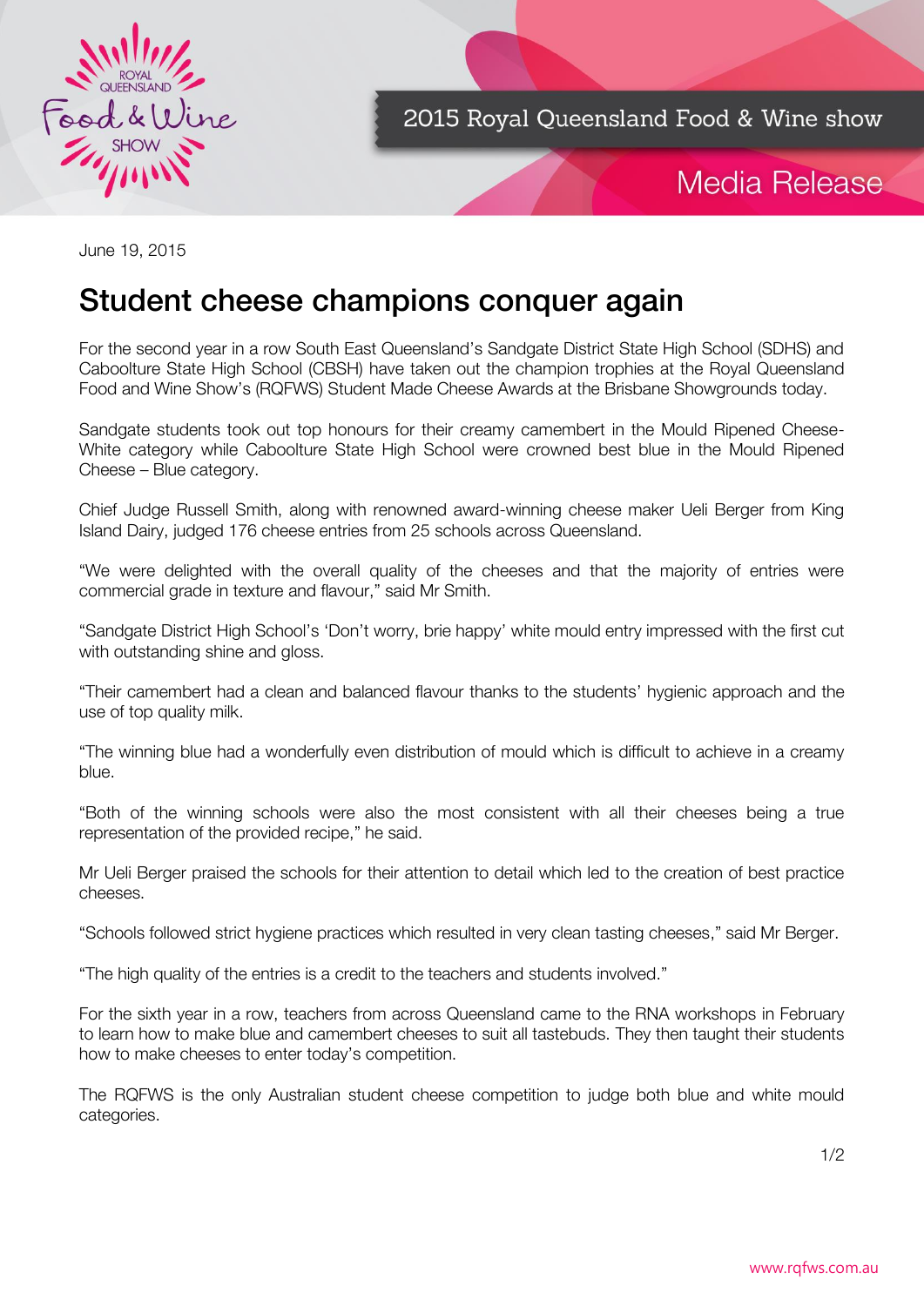2015 Royal Queensland Food & Wine show

Media Release

June 19, 2015

# Student cheese champions conquer again

For the second year in a row South East Queensland's Sandgate District State High School (SDHS) and Caboolture State High School (CBSH) have taken out the champion trophies at the Royal Queensland Food and Wine Show's (RQFWS) Student Made Cheese Awards at the Brisbane Showgrounds today.

Sandgate students took out top honours for their creamy camembert in the Mould Ripened Cheese-White category while Caboolture State High School were crowned best blue in the Mould Ripened Cheese – Blue category.

Chief Judge Russell Smith, along with renowned award-winning cheese maker Ueli Berger from King Island Dairy, judged 176 cheese entries from 25 schools across Queensland.

"We were delighted with the overall quality of the cheeses and that the majority of entries were commercial grade in texture and flavour," said Mr Smith.

"Sandgate District High School's 'Don't worry, brie happy' white mould entry impressed with the first cut with outstanding shine and gloss.

"Their camembert had a clean and balanced flavour thanks to the students' hygienic approach and the use of top quality milk.

"The winning blue had a wonderfully even distribution of mould which is difficult to achieve in a creamy blue.

"Both of the winning schools were also the most consistent with all their cheeses being a true representation of the provided recipe," he said.

Mr Ueli Berger praised the schools for their attention to detail which led to the creation of best practice cheeses.

"Schools followed strict hygiene practices which resulted in very clean tasting cheeses," said Mr Berger.

"The high quality of the entries is a credit to the teachers and students involved."

For the sixth year in a row, teachers from across Queensland came to the RNA workshops in February to learn how to make blue and camembert cheeses to suit all tastebuds. They then taught their students how to make cheeses to enter today's competition.

The RQFWS is the only Australian student cheese competition to judge both blue and white mould categories.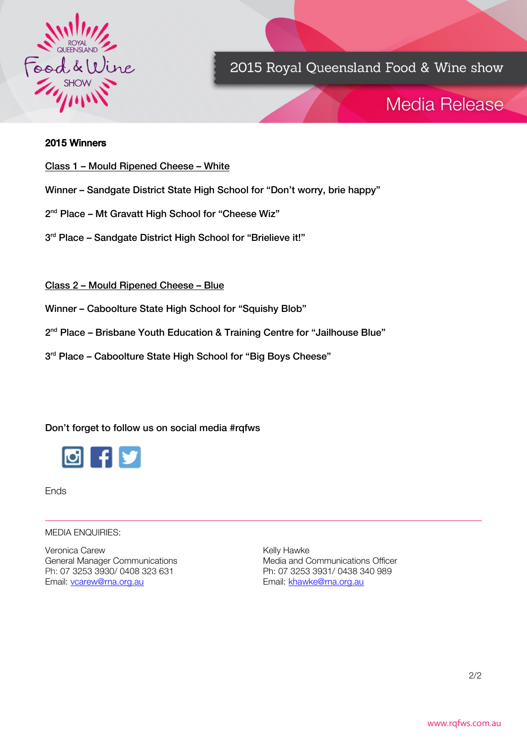**2015 Winners**

<u>Class 1 – Mould Ripened Cheese – White</u>

Winner – Sandgate District State High School for "Don't worry, brie happy"

2nd Place – Mt Gravatt High School for "Cheese Wiz"

3rd Place – Sandgate District High School for "Brielieve it!"

<u>Class 2 – Mould Ripened Cheese – Blue</u>

Winner – Caboolture State High School for "Squishy Blob"

2nd Place – Brisbane Youth Education & Training Centre for "Jailhouse Blue"

3rd Place – Caboolture State High School for "Big Boys Cheese"

Don't forget to follow us on social media #rqfws

Ends

---

MEDIA ENQUIRIES:

Veronica Carew
General Manager Communications
Ph: 07 3253 3930/ 0408 323 631
Email: vcarew@rna.org.au

Kelly Hawke
Media and Communications Officer
Ph: 07 3253 3931/ 0438 340 989
Email: khawke@rna.org.au